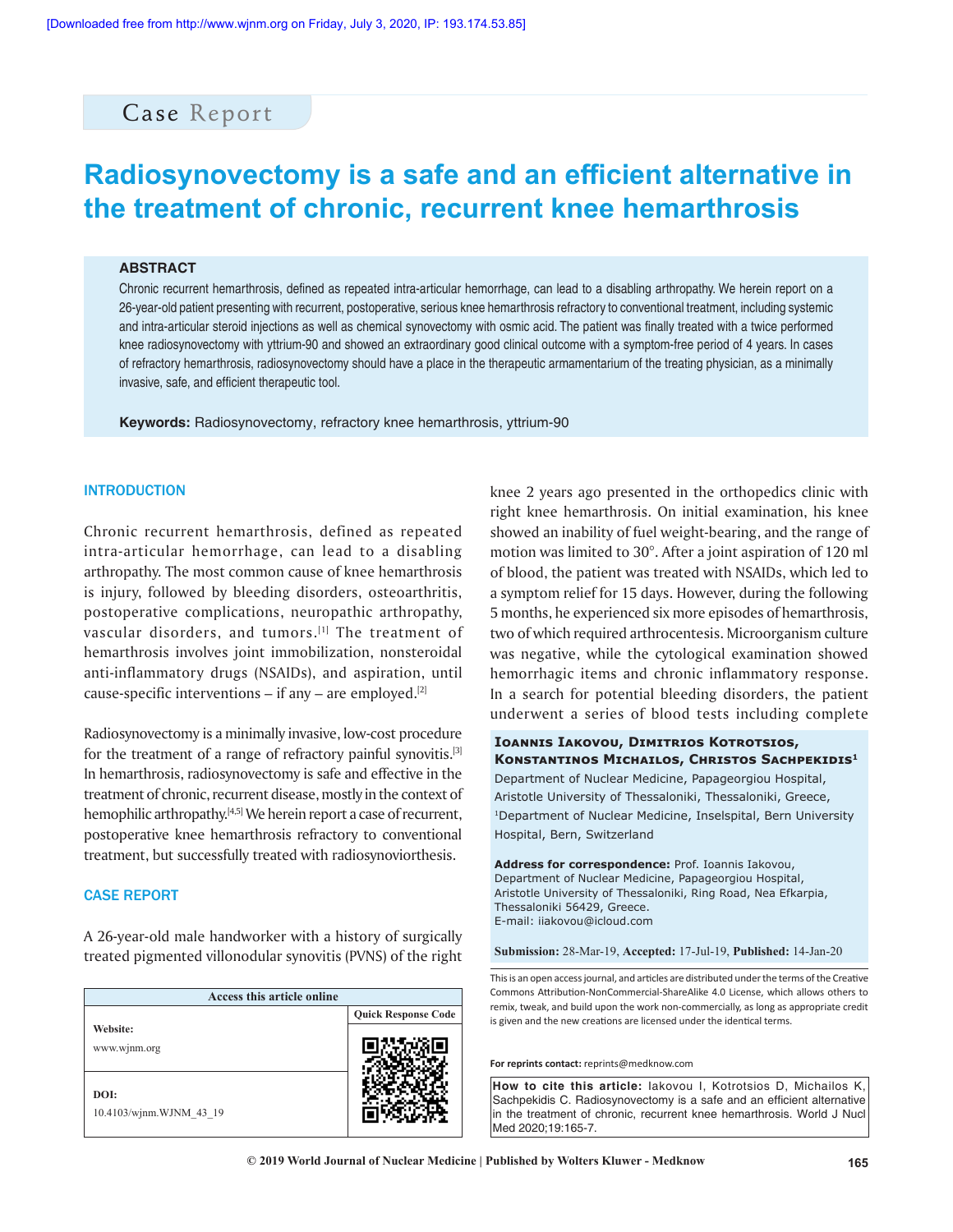Case Report

# Radiosynovectomy is a safe and an efficient alternative in the treatment of chronic, recurrent knee hemarthrosis

## ABSTRACT

Chronic recurrent hemarthrosis, defined as repeated intra-articular hemorrhage, can lead to a disabling arthropathy. We herein report on a 26-year-old patient presenting with recurrent, postoperative, serious knee hemarthrosis refractory to conventional treatment, including systemic and intra-articular steroid injections as well as chemical synovectomy with osmic acid. The patient was finally treated with a twice performed knee radiosynovectomy with yttrium-90 and showed an extraordinary good clinical outcome with a symptom-free period of 4 years. In cases of refractory hemarthrosis, radiosynovectomy should have a place in the therapeutic armamentarium of the treating physician, as a minimally invasive, safe, and efficient therapeutic tool.

**Keywords:** Radiosynovectomy, refractory knee hemarthrosis, yttrium-90

**Ioannis Iakovou, Dimitrios Kotrotsios, Konstantinos Michailos, Christos Sachpekidis[1]**

Department of Nuclear Medicine, Papageorgiou Hospital, Aristotle University of Thessaloniki, Thessaloniki, Greece, [1]Department of Nuclear Medicine, Inselspital, Bern University Hospital, Bern, Switzerland

**Address for correspondence:** Prof. Ioannis Iakovou, Department of Nuclear Medicine, Papageorgiou Hospital, Aristotle University of Thessaloniki, Ring Road, Nea Efkarpia, Thessaloniki 56429, Greece.
E-mail: iiakovou@icloud.com

**Submission:** 28-Mar-19, **Accepted:** 17-Jul-19, **Published:** 14-Jan-20

## INTRODUCTION

Chronic recurrent hemarthrosis, defined as repeated intra-articular hemorrhage, can lead to a disabling arthropathy. The most common cause of knee hemarthrosis is injury, followed by bleeding disorders, osteoarthritis, postoperative complications, neuropathic arthropathy, vascular disorders, and tumors.[1] The treatment of hemarthrosis involves joint immobilization, nonsteroidal anti-inflammatory drugs (NSAIDs), and aspiration, until cause-specific interventions – if any – are employed.[2]

Radiosynovectomy is a minimally invasive, low-cost procedure for the treatment of a range of refractory painful synovitis.[3] In hemarthrosis, radiosynovectomy is safe and effective in the treatment of chronic, recurrent disease, mostly in the context of hemophilic arthropathy.[4,5] We herein report a case of recurrent, postoperative knee hemarthrosis refractory to conventional treatment, but successfully treated with radiosynoviorthesis.

## CASE REPORT

A 26-year-old male handworker with a history of surgically treated pigmented villonodular synovitis (PVNS) of the right knee 2 years ago presented in the orthopedics clinic with right knee hemarthrosis. On initial examination, his knee showed an inability of fuel weight-bearing, and the range of motion was limited to 30°. After a joint aspiration of 120 ml of blood, the patient was treated with NSAIDs, which led to a symptom relief for 15 days. However, during the following 5 months, he experienced six more episodes of hemarthrosis, two of which required arthrocentesis. Microorganism culture was negative, while the cytological examination showed hemorrhagic items and chronic inflammatory response. In a search for potential bleeding disorders, the patient underwent a series of blood tests including complete

| Access this article online | |
|---|---|
| **Website:** www.wjnm.org | Quick Response Code |
| **DOI:** 10.4103/wjnm.WJNM_43_19 | |

This is an open access journal, and articles are distributed under the terms of the Creative Commons Attribution-NonCommercial-ShareAlike 4.0 License, which allows others to remix, tweak, and build upon the work non-commercially, as long as appropriate credit is given and the new creations are licensed under the identical terms.

For reprints contact: reprints@medknow.com

**How to cite this article:** Iakovou I, Kotrotsios D, Michailos K, Sachpekidis C. Radiosynovectomy is a safe and an efficient alternative in the treatment of chronic, recurrent knee hemarthrosis. World J Nucl Med 2020;19:165-7.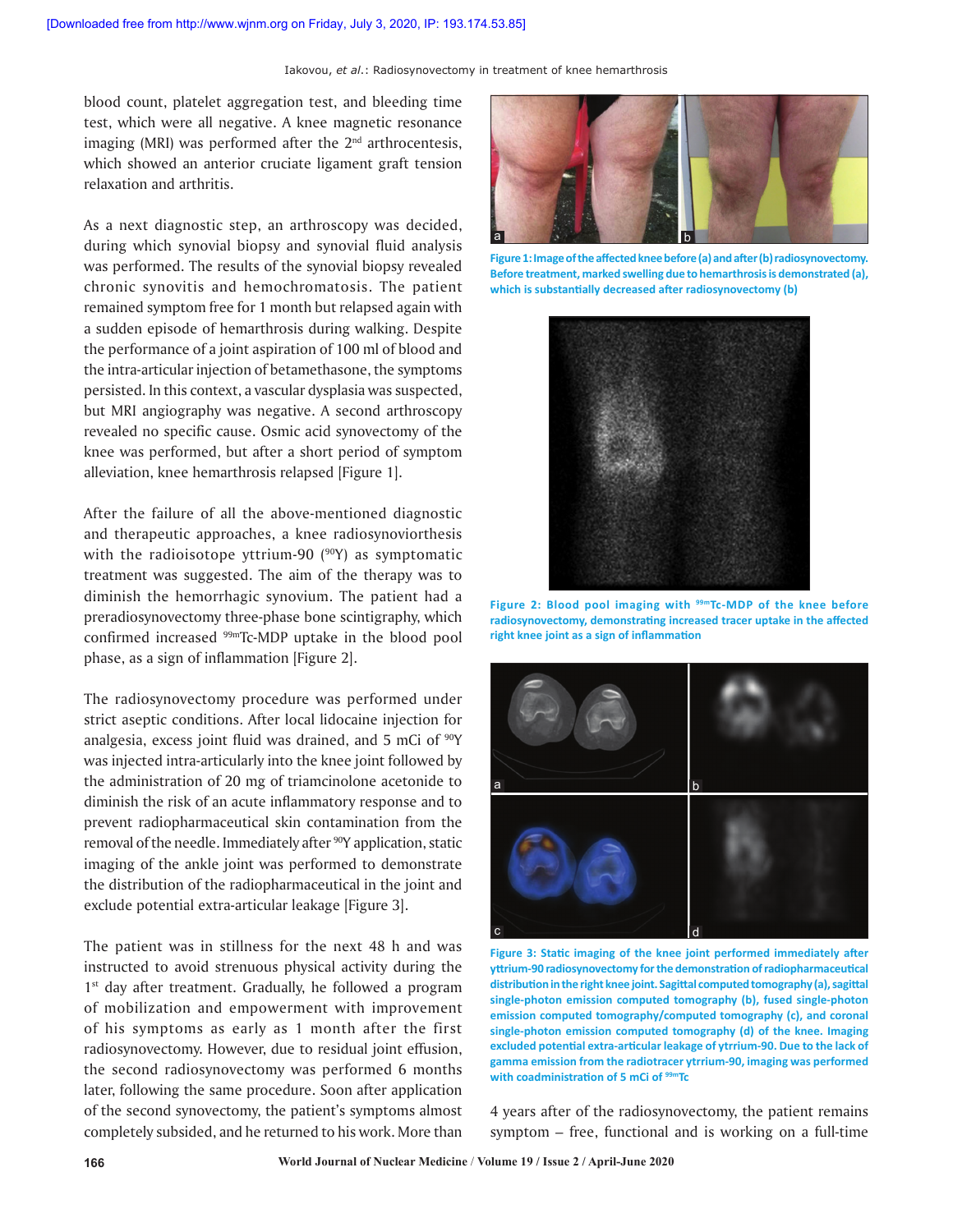blood count, platelet aggregation test, and bleeding time test, which were all negative. A knee magnetic resonance imaging (MRI) was performed after the 2nd arthrocentesis, which showed an anterior cruciate ligament graft tension relaxation and arthritis.

As a next diagnostic step, an arthroscopy was decided, during which synovial biopsy and synovial fluid analysis was performed. The results of the synovial biopsy revealed chronic synovitis and hemochromatosis. The patient remained symptom free for 1 month but relapsed again with a sudden episode of hemarthrosis during walking. Despite the performance of a joint aspiration of 100 ml of blood and the intra-articular injection of betamethasone, the symptoms persisted. In this context, a vascular dysplasia was suspected, but MRI angiography was negative. A second arthroscopy revealed no specific cause. Osmic acid synovectomy of the knee was performed, but after a short period of symptom alleviation, knee hemarthrosis relapsed [Figure 1].

After the failure of all the above-mentioned diagnostic and therapeutic approaches, a knee radiosynoviorthesis with the radioisotope yttrium-90 ($^{90}$Y) as symptomatic treatment was suggested. The aim of the therapy was to diminish the hemorrhagic synovium. The patient had a preradiosynovectomy three-phase bone scintigraphy, which confirmed increased $^{99m}$Tc-MDP uptake in the blood pool phase, as a sign of inflammation [Figure 2].

The radiosynovectomy procedure was performed under strict aseptic conditions. After local lidocaine injection for analgesia, excess joint fluid was drained, and 5 mCi of $^{90}$Y was injected intra-articularly into the knee joint followed by the administration of 20 mg of triamcinolone acetonide to diminish the risk of an acute inflammatory response and to prevent radiopharmaceutical skin contamination from the removal of the needle. Immediately after $^{90}$Y application, static imaging of the ankle joint was performed to demonstrate the distribution of the radiopharmaceutical in the joint and exclude potential extra-articular leakage [Figure 3].

The patient was in stillness for the next 48 h and was instructed to avoid strenuous physical activity during the 1st day after treatment. Gradually, he followed a program of mobilization and empowerment with improvement of his symptoms as early as 1 month after the first radiosynovectomy. However, due to residual joint effusion, the second radiosynovectomy was performed 6 months later, following the same procedure. Soon after application of the second synovectomy, the patient's symptoms almost completely subsided, and he returned to his work. More than 4 years after of the radiosynovectomy, the patient remains symptom – free, functional and is working on a full-time

Figure 1: Image of the affected knee before (a) and after (b) radiosynovectomy. Before treatment, marked swelling due to hemarthrosis is demonstrated (a), which is substantially decreased after radiosynovectomy (b)

Figure 2: Blood pool imaging with $^{99m}$Tc-MDP of the knee before radiosynovectomy, demonstrating increased tracer uptake in the affected right knee joint as a sign of inflammation

Figure 3: Static imaging of the knee joint performed immediately after yttrium-90 radiosynovectomy for the demonstration of radiopharmaceutical distribution in the right knee joint. Sagittal computed tomography (a), sagittal single-photon emission computed tomography (b), fused single-photon emission computed tomography/computed tomography (c), and coronal single-photon emission computed tomography (d) of the knee. Imaging excluded potential extra-articular leakage of ytrrium-90. Due to the lack of gamma emission from the radiotracer ytrrium-90, imaging was performed with coadministration of 5 mCi of $^{99m}$Tc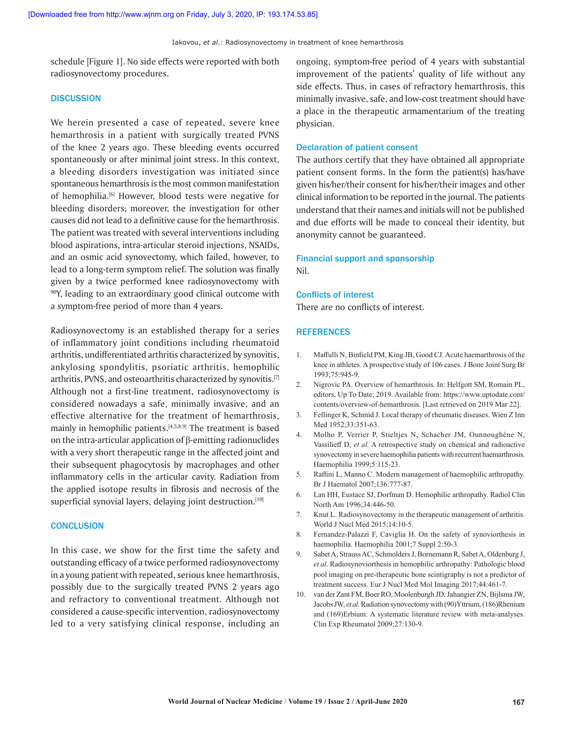schedule [Figure 1]. No side effects were reported with both radiosynovectomy procedures.

## DISCUSSION

We herein presented a case of repeated, severe knee hemarthrosis in a patient with surgically treated PVNS of the knee 2 years ago. These bleeding events occurred spontaneously or after minimal joint stress. In this context, a bleeding disorders investigation was initiated since spontaneous hemarthrosis is the most common manifestation of hemophilia.[6] However, blood tests were negative for bleeding disorders; moreover, the investigation for other causes did not lead to a definitive cause for the hemarthrosis. The patient was treated with several interventions including blood aspirations, intra-articular steroid injections, NSAIDs, and an osmic acid synovectomy, which failed, however, to lead to a long-term symptom relief. The solution was finally given by a twice performed knee radiosynovectomy with $^{90}$Y, leading to an extraordinary good clinical outcome with a symptom-free period of more than 4 years.

Radiosynovectomy is an established therapy for a series of inflammatory joint conditions including rheumatoid arthritis, undifferentiated arthritis characterized by synovitis, ankylosing spondylitis, psoriatic arthritis, hemophilic arthritis, PVNS, and osteoarthritis characterized by synovitis.[7] Although not a first-line treatment, radiosynovectomy is considered nowadays a safe, minimally invasive, and an effective alternative for the treatment of hemarthrosis, mainly in hemophilic patients.[4,5,8,9] The treatment is based on the intra-articular application of β-emitting radionuclides with a very short therapeutic range in the affected joint and their subsequent phagocytosis by macrophages and other inflammatory cells in the articular cavity. Radiation from the applied isotope results in fibrosis and necrosis of the superficial synovial layers, delaying joint destruction.[10]

## CONCLUSION

In this case, we show for the first time the safety and outstanding efficacy of a twice performed radiosynovectomy in a young patient with repeated, serious knee hemarthrosis, possibly due to the surgically treated PVNS 2 years ago and refractory to conventional treatment. Although not considered a cause-specific intervention, radiosynovectomy led to a very satisfying clinical response, including an ongoing, symptom-free period of 4 years with substantial improvement of the patients' quality of life without any side effects. Thus, in cases of refractory hemarthrosis, this minimally invasive, safe, and low-cost treatment should have a place in the therapeutic armamentarium of the treating physician.

### Declaration of patient consent

The authors certify that they have obtained all appropriate patient consent forms. In the form the patient(s) has/have given his/her/their consent for his/her/their images and other clinical information to be reported in the journal. The patients understand that their names and initials will not be published and due efforts will be made to conceal their identity, but anonymity cannot be guaranteed.

### Financial support and sponsorship

Nil.

### Conflicts of interest

There are no conflicts of interest.

## REFERENCES

1. Maffulli N, Binfield PM, King JB, Good CJ. Acute haemarthrosis of the knee in athletes. A prospective study of 106 cases. J Bone Joint Surg Br 1993;75:945-9.
2. Nigrovic PA. Overview of hemarthrosis. In: Helfgott SM, Romain PL, editors, Up To Date; 2019. Available from: https://www.uptodate.com/contents/overview-of-hemarthrosis. [Last retrieved on 2019 Mar 22].
3. Fellinger K, Schmid J. Local therapy of rheumatic diseases. Wien Z Inn Med 1952;33:351-63.
4. Molho P, Verrier P, Stieltjes N, Schacher JM, Ounnoughène N, Vassilieff D, *et al.* A retrospective study on chemical and radioactive synovectomy in severe haemophilia patients with recurrent haemarthrosis. Haemophilia 1999;5:115-23.
5. Raffini L, Manno C. Modern management of haemophilic arthropathy. Br J Haematol 2007;136:777-87.
6. Lan HH, Eustace SJ, Dorfman D. Hemophilic arthropathy. Radiol Clin North Am 1996;34:446-50.
7. Knut L. Radiosynovectomy in the therapeutic management of arthritis. World J Nucl Med 2015;14:10-5.
8. Fernandez-Palazzi F, Caviglia H. On the safety of synoviorthesis in haemophilia. Haemophilia 2001;7 Suppl 2:50-3.
9. Sabet A, Strauss AC, Schmolders J, Bornemann R, Sabet A, Oldenburg J, *et al.* Radiosynoviorthesis in hemophilic arthropathy: Pathologic blood pool imaging on pre-therapeutic bone scintigraphy is not a predictor of treatment success. Eur J Nucl Med Mol Imaging 2017;44:461-7.
10. van der Zant FM, Boer RO, Moolenburgh JD, Jahangier ZN, Bijlsma JW, Jacobs JW, *et al.* Radiation synovectomy with (90)Yttrium, (186)Rhenium and (169)Erbium: A systematic literature review with meta-analyses. Clin Exp Rheumatol 2009;27:130-9.